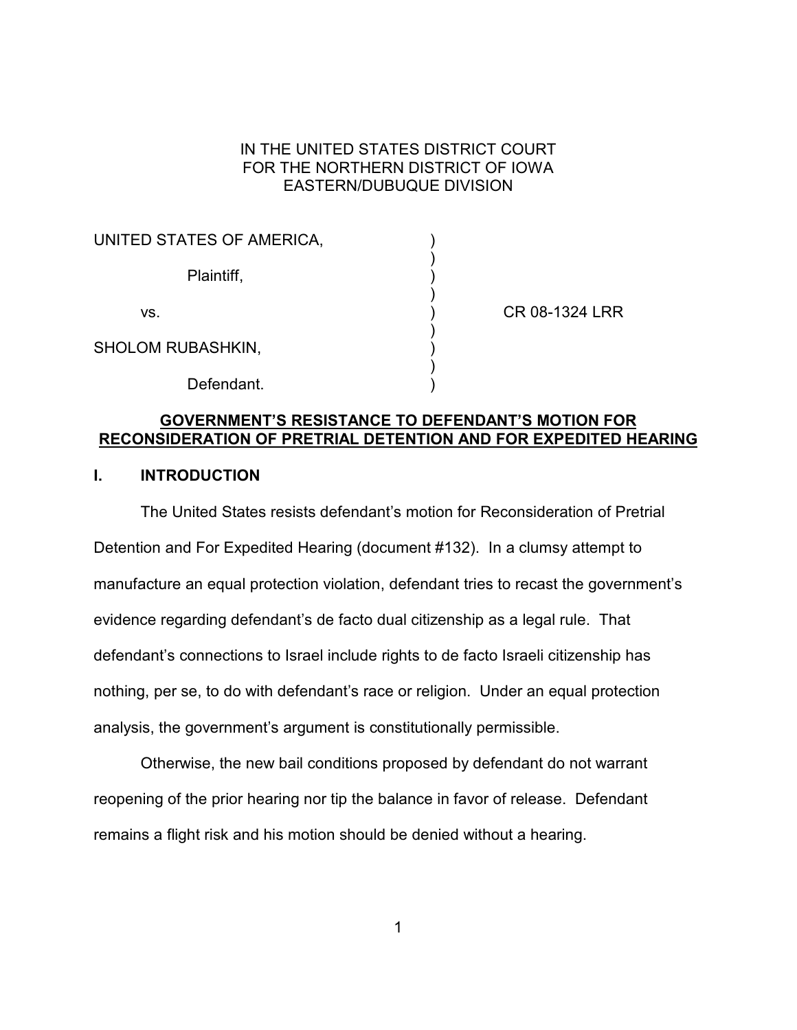IN THE UNITED STATES DISTRICT COURT
FOR THE NORTHERN DISTRICT OF IOWA
EASTERN/DUBUQUE DIVISION

| | | |
|---|---|---|
| UNITED STATES OF AMERICA, | ) | |
| Plaintiff, | ) | |
| vs. | ) | CR 08-1324 LRR |
| SHOLOM RUBASHKIN, | ) | |
| Defendant. | ) | |

**GOVERNMENT'S RESISTANCE TO DEFENDANT'S MOTION FOR RECONSIDERATION OF PRETRIAL DETENTION AND FOR EXPEDITED HEARING**

## I. INTRODUCTION

The United States resists defendant's motion for Reconsideration of Pretrial Detention and For Expedited Hearing (document #132). In a clumsy attempt to manufacture an equal protection violation, defendant tries to recast the government's evidence regarding defendant's de facto dual citizenship as a legal rule. That defendant's connections to Israel include rights to de facto Israeli citizenship has nothing, per se, to do with defendant's race or religion. Under an equal protection analysis, the government's argument is constitutionally permissible.

Otherwise, the new bail conditions proposed by defendant do not warrant reopening of the prior hearing nor tip the balance in favor of release. Defendant remains a flight risk and his motion should be denied without a hearing.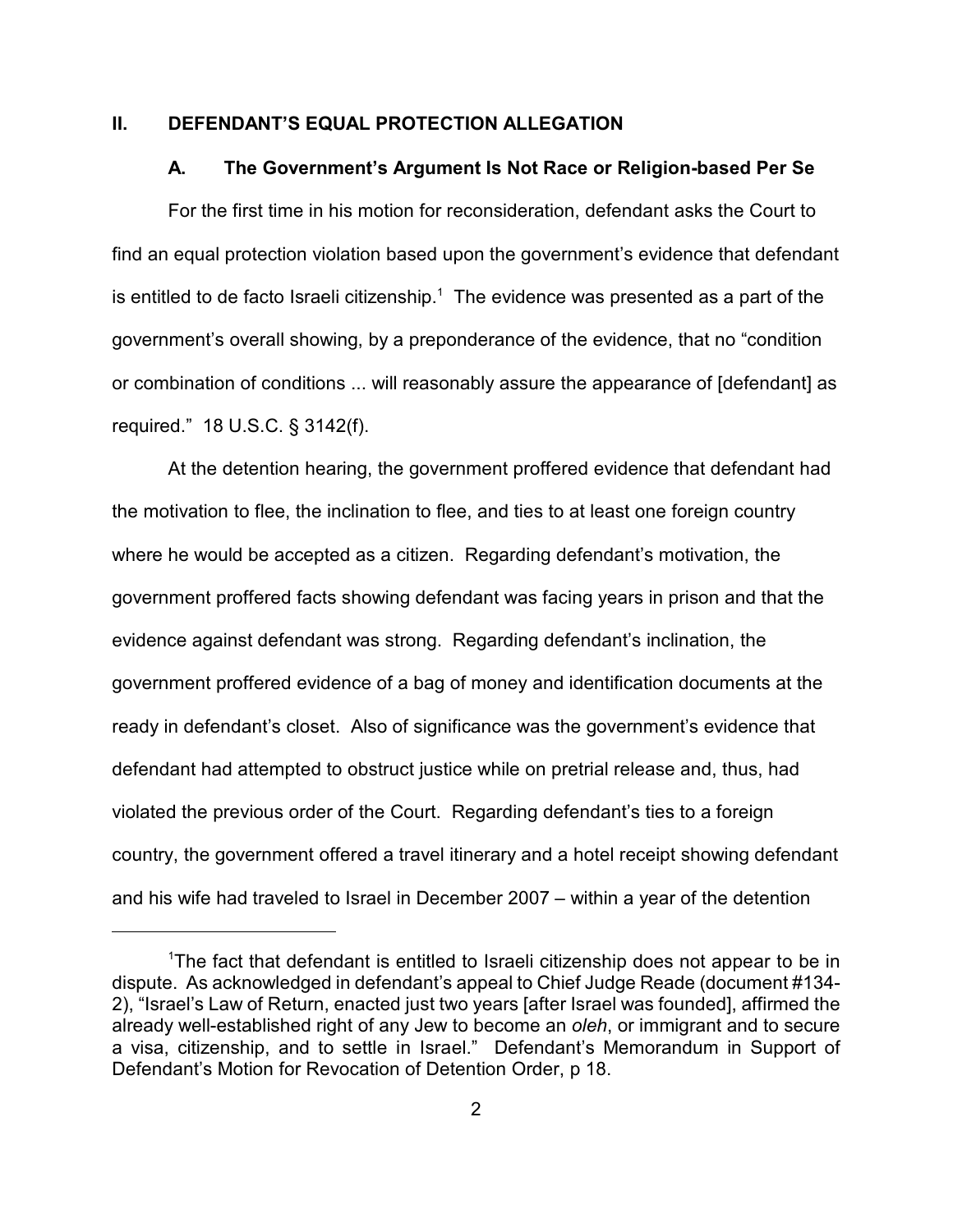## II. DEFENDANT'S EQUAL PROTECTION ALLEGATION

### A. The Government's Argument Is Not Race or Religion-based Per Se

For the first time in his motion for reconsideration, defendant asks the Court to find an equal protection violation based upon the government's evidence that defendant is entitled to de facto Israeli citizenship.[1] The evidence was presented as a part of the government's overall showing, by a preponderance of the evidence, that no "condition or combination of conditions ... will reasonably assure the appearance of [defendant] as required." 18 U.S.C. § 3142(f).

At the detention hearing, the government proffered evidence that defendant had the motivation to flee, the inclination to flee, and ties to at least one foreign country where he would be accepted as a citizen. Regarding defendant's motivation, the government proffered facts showing defendant was facing years in prison and that the evidence against defendant was strong. Regarding defendant's inclination, the government proffered evidence of a bag of money and identification documents at the ready in defendant's closet. Also of significance was the government's evidence that defendant had attempted to obstruct justice while on pretrial release and, thus, had violated the previous order of the Court. Regarding defendant's ties to a foreign country, the government offered a travel itinerary and a hotel receipt showing defendant and his wife had traveled to Israel in December 2007 – within a year of the detention

[1]The fact that defendant is entitled to Israeli citizenship does not appear to be in dispute. As acknowledged in defendant's appeal to Chief Judge Reade (document #134-2), "Israel's Law of Return, enacted just two years [after Israel was founded], affirmed the already well-established right of any Jew to become an *oleh*, or immigrant and to secure a visa, citizenship, and to settle in Israel." Defendant's Memorandum in Support of Defendant's Motion for Revocation of Detention Order, p 18.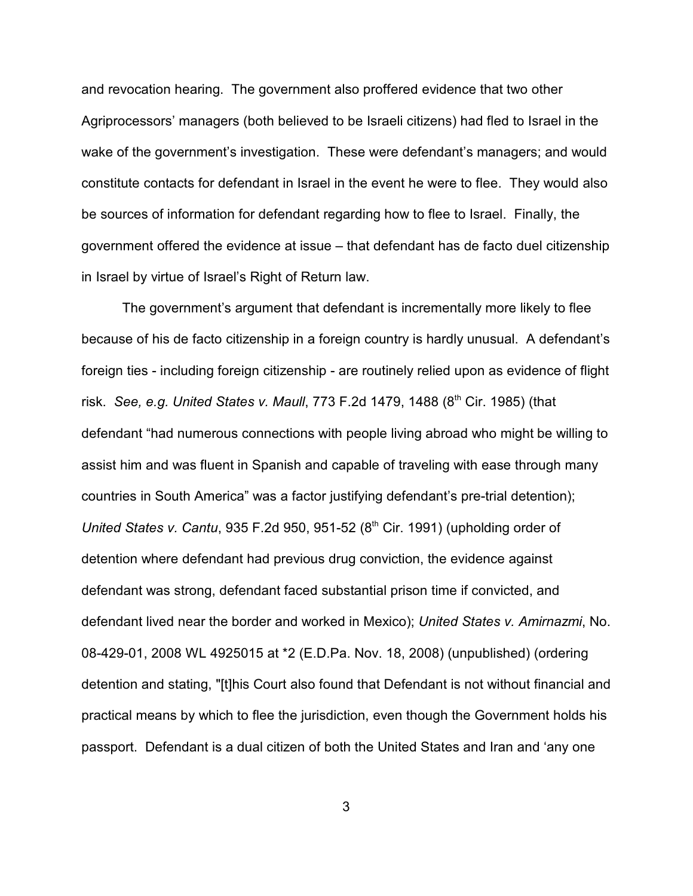and revocation hearing. The government also proffered evidence that two other Agriprocessors' managers (both believed to be Israeli citizens) had fled to Israel in the wake of the government's investigation. These were defendant's managers; and would constitute contacts for defendant in Israel in the event he were to flee. They would also be sources of information for defendant regarding how to flee to Israel. Finally, the government offered the evidence at issue – that defendant has de facto duel citizenship in Israel by virtue of Israel's Right of Return law.

The government's argument that defendant is incrementally more likely to flee because of his de facto citizenship in a foreign country is hardly unusual. A defendant's foreign ties - including foreign citizenship - are routinely relied upon as evidence of flight risk. *See, e.g. United States v. Maull*, 773 F.2d 1479, 1488 (8th Cir. 1985) (that defendant "had numerous connections with people living abroad who might be willing to assist him and was fluent in Spanish and capable of traveling with ease through many countries in South America" was a factor justifying defendant's pre-trial detention); *United States v. Cantu*, 935 F.2d 950, 951-52 (8th Cir. 1991) (upholding order of detention where defendant had previous drug conviction, the evidence against defendant was strong, defendant faced substantial prison time if convicted, and defendant lived near the border and worked in Mexico); *United States v. Amirnazmi*, No. 08-429-01, 2008 WL 4925015 at *2 (E.D.Pa. Nov. 18, 2008) (unpublished) (ordering detention and stating, "[t]his Court also found that Defendant is not without financial and practical means by which to flee the jurisdiction, even though the Government holds his passport. Defendant is a dual citizen of both the United States and Iran and 'any one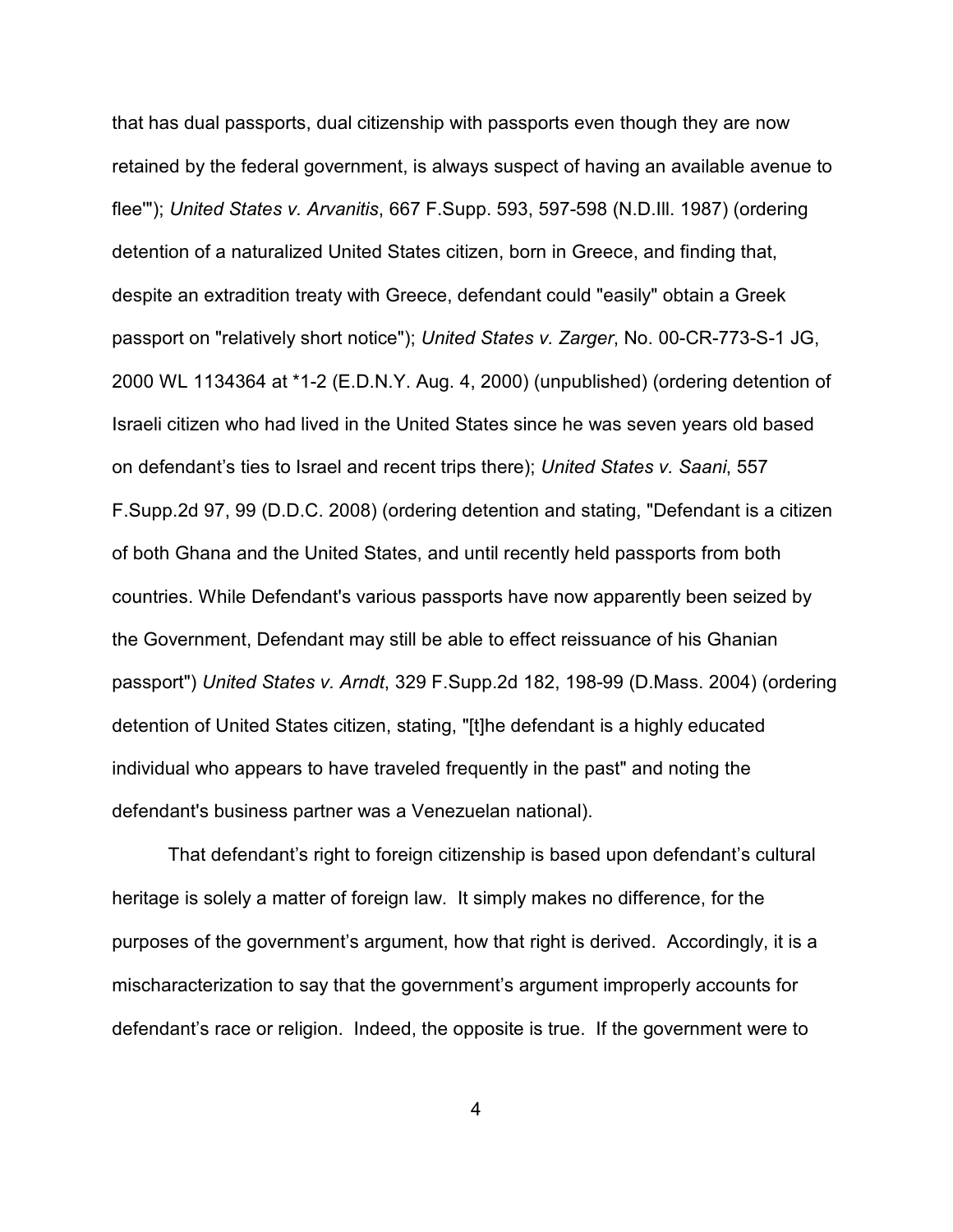that has dual passports, dual citizenship with passports even though they are now retained by the federal government, is always suspect of having an available avenue to flee'"); *United States v. Arvanitis*, 667 F.Supp. 593, 597-598 (N.D.Ill. 1987) (ordering detention of a naturalized United States citizen, born in Greece, and finding that, despite an extradition treaty with Greece, defendant could "easily" obtain a Greek passport on "relatively short notice"); *United States v. Zarger*, No. 00-CR-773-S-1 JG, 2000 WL 1134364 at *1-2 (E.D.N.Y. Aug. 4, 2000) (unpublished) (ordering detention of Israeli citizen who had lived in the United States since he was seven years old based on defendant's ties to Israel and recent trips there); *United States v. Saani*, 557 F.Supp.2d 97, 99 (D.D.C. 2008) (ordering detention and stating, "Defendant is a citizen of both Ghana and the United States, and until recently held passports from both countries. While Defendant's various passports have now apparently been seized by the Government, Defendant may still be able to effect reissuance of his Ghanian passport") *United States v. Arndt*, 329 F.Supp.2d 182, 198-99 (D.Mass. 2004) (ordering detention of United States citizen, stating, "[t]he defendant is a highly educated individual who appears to have traveled frequently in the past" and noting the defendant's business partner was a Venezuelan national).

That defendant's right to foreign citizenship is based upon defendant's cultural heritage is solely a matter of foreign law. It simply makes no difference, for the purposes of the government's argument, how that right is derived. Accordingly, it is a mischaracterization to say that the government's argument improperly accounts for defendant's race or religion. Indeed, the opposite is true. If the government were to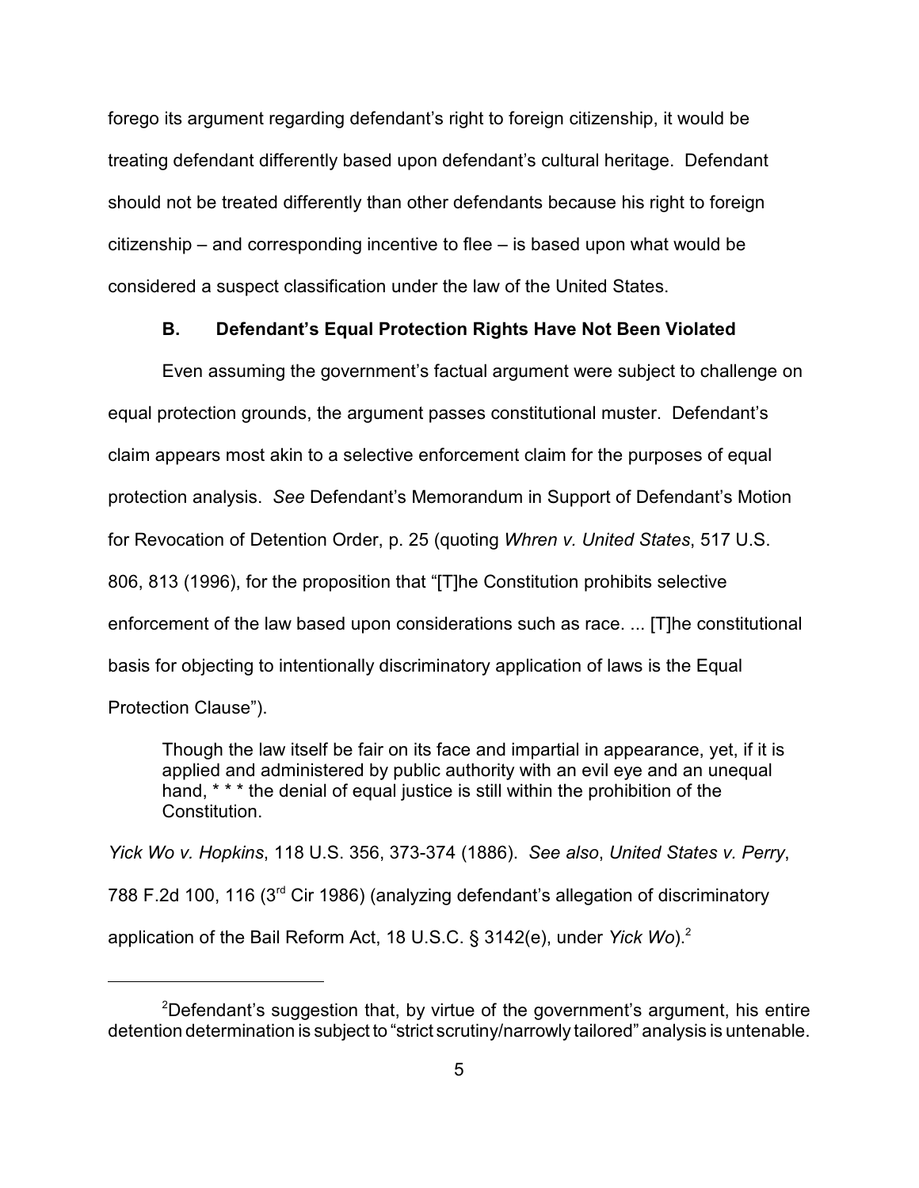forego its argument regarding defendant's right to foreign citizenship, it would be treating defendant differently based upon defendant's cultural heritage. Defendant should not be treated differently than other defendants because his right to foreign citizenship – and corresponding incentive to flee – is based upon what would be considered a suspect classification under the law of the United States.

### B. Defendant's Equal Protection Rights Have Not Been Violated

Even assuming the government's factual argument were subject to challenge on equal protection grounds, the argument passes constitutional muster. Defendant's claim appears most akin to a selective enforcement claim for the purposes of equal protection analysis. *See* Defendant's Memorandum in Support of Defendant's Motion for Revocation of Detention Order, p. 25 (quoting *Whren v. United States*, 517 U.S. 806, 813 (1996), for the proposition that "[T]he Constitution prohibits selective enforcement of the law based upon considerations such as race. ... [T]he constitutional basis for objecting to intentionally discriminatory application of laws is the Equal Protection Clause").

> Though the law itself be fair on its face and impartial in appearance, yet, if it is applied and administered by public authority with an evil eye and an unequal hand, * * * the denial of equal justice is still within the prohibition of the Constitution.

*Yick Wo v. Hopkins*, 118 U.S. 356, 373-374 (1886). *See also*, *United States v. Perry*, 788 F.2d 100, 116 (3rd Cir 1986) (analyzing defendant's allegation of discriminatory application of the Bail Reform Act, 18 U.S.C. § 3142(e), under *Yick Wo*).[2]

---

[2]Defendant's suggestion that, by virtue of the government's argument, his entire detention determination is subject to "strict scrutiny/narrowly tailored" analysis is untenable.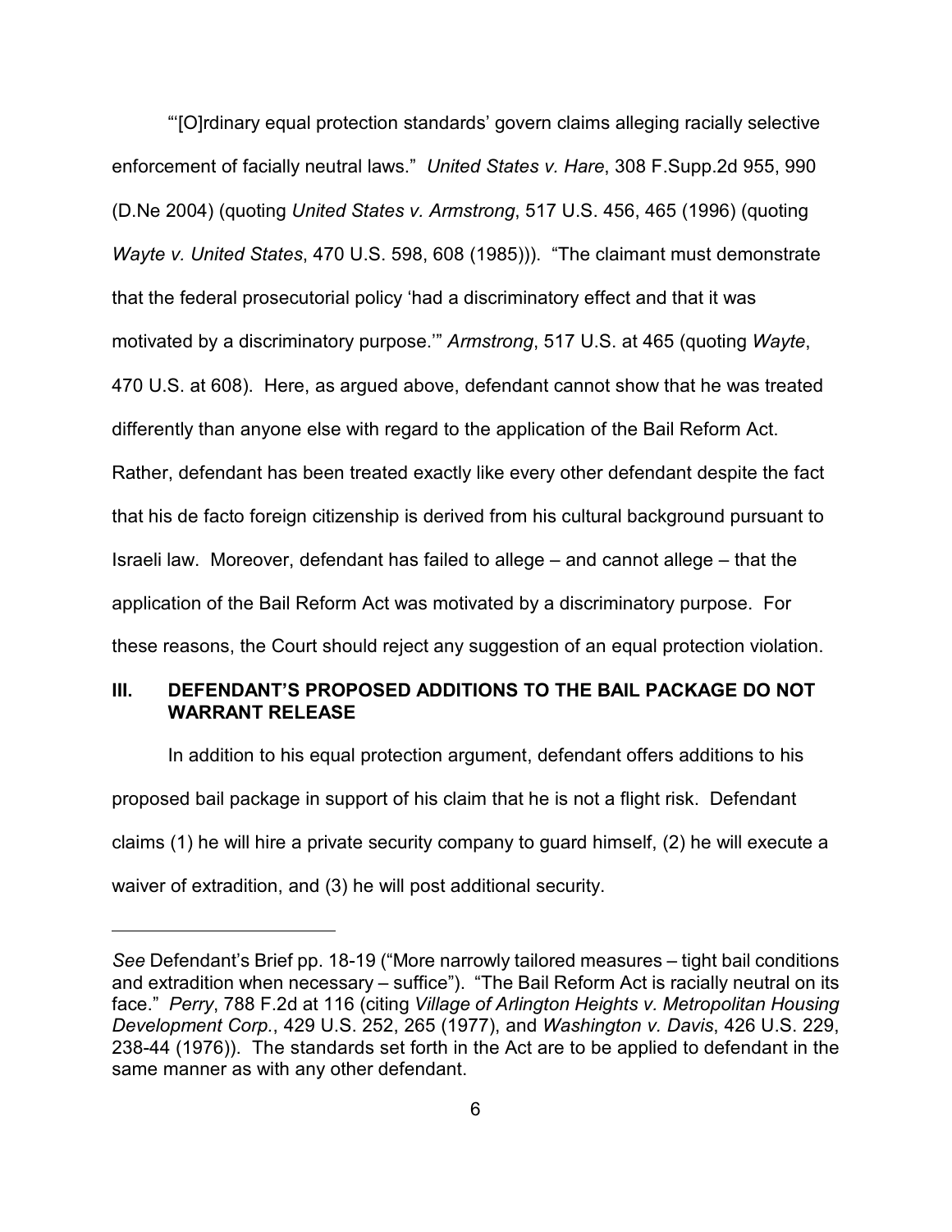"'[O]rdinary equal protection standards' govern claims alleging racially selective enforcement of facially neutral laws." *United States v. Hare*, 308 F.Supp.2d 955, 990 (D.Ne 2004) (quoting *United States v. Armstrong*, 517 U.S. 456, 465 (1996) (quoting *Wayte v. United States*, 470 U.S. 598, 608 (1985))). "The claimant must demonstrate that the federal prosecutorial policy 'had a discriminatory effect and that it was motivated by a discriminatory purpose.'" *Armstrong*, 517 U.S. at 465 (quoting *Wayte*, 470 U.S. at 608). Here, as argued above, defendant cannot show that he was treated differently than anyone else with regard to the application of the Bail Reform Act. Rather, defendant has been treated exactly like every other defendant despite the fact that his de facto foreign citizenship is derived from his cultural background pursuant to Israeli law. Moreover, defendant has failed to allege – and cannot allege – that the application of the Bail Reform Act was motivated by a discriminatory purpose. For these reasons, the Court should reject any suggestion of an equal protection violation.

## III. DEFENDANT'S PROPOSED ADDITIONS TO THE BAIL PACKAGE DO NOT WARRANT RELEASE

In addition to his equal protection argument, defendant offers additions to his proposed bail package in support of his claim that he is not a flight risk. Defendant claims (1) he will hire a private security company to guard himself, (2) he will execute a waiver of extradition, and (3) he will post additional security.

---

*See* Defendant's Brief pp. 18-19 ("More narrowly tailored measures – tight bail conditions and extradition when necessary – suffice"). "The Bail Reform Act is racially neutral on its face." *Perry*, 788 F.2d at 116 (citing *Village of Arlington Heights v. Metropolitan Housing Development Corp.*, 429 U.S. 252, 265 (1977), and *Washington v. Davis*, 426 U.S. 229, 238-44 (1976)). The standards set forth in the Act are to be applied to defendant in the same manner as with any other defendant.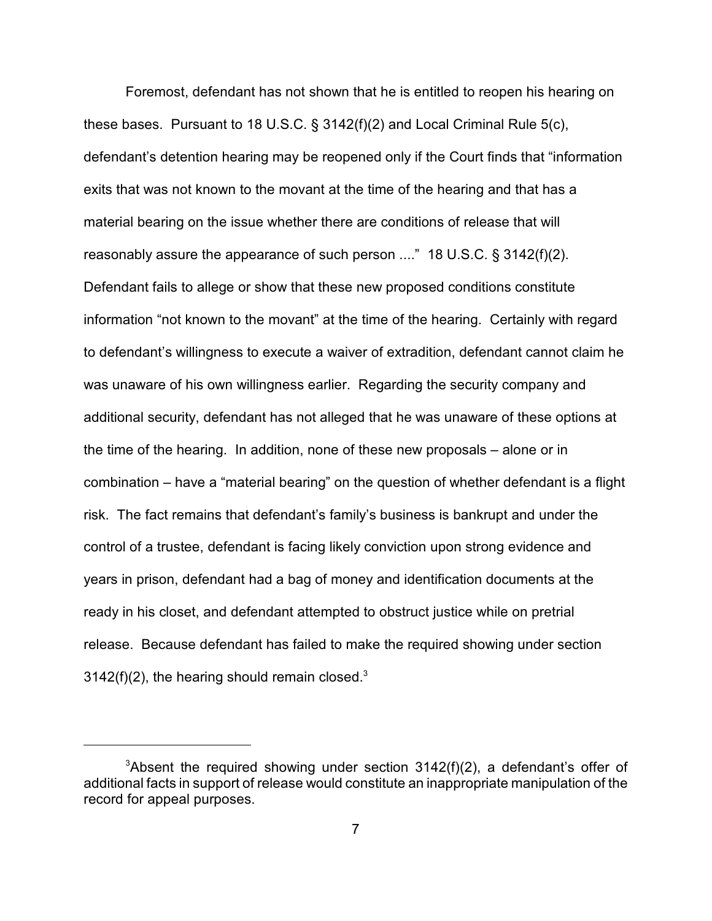Foremost, defendant has not shown that he is entitled to reopen his hearing on these bases. Pursuant to 18 U.S.C. § 3142(f)(2) and Local Criminal Rule 5(c), defendant's detention hearing may be reopened only if the Court finds that "information exits that was not known to the movant at the time of the hearing and that has a material bearing on the issue whether there are conditions of release that will reasonably assure the appearance of such person ...." 18 U.S.C. § 3142(f)(2). Defendant fails to allege or show that these new proposed conditions constitute information "not known to the movant" at the time of the hearing. Certainly with regard to defendant's willingness to execute a waiver of extradition, defendant cannot claim he was unaware of his own willingness earlier. Regarding the security company and additional security, defendant has not alleged that he was unaware of these options at the time of the hearing. In addition, none of these new proposals – alone or in combination – have a "material bearing" on the question of whether defendant is a flight risk. The fact remains that defendant's family's business is bankrupt and under the control of a trustee, defendant is facing likely conviction upon strong evidence and years in prison, defendant had a bag of money and identification documents at the ready in his closet, and defendant attempted to obstruct justice while on pretrial release. Because defendant has failed to make the required showing under section 3142(f)(2), the hearing should remain closed.[3]

---

[3] Absent the required showing under section 3142(f)(2), a defendant's offer of additional facts in support of release would constitute an inappropriate manipulation of the record for appeal purposes.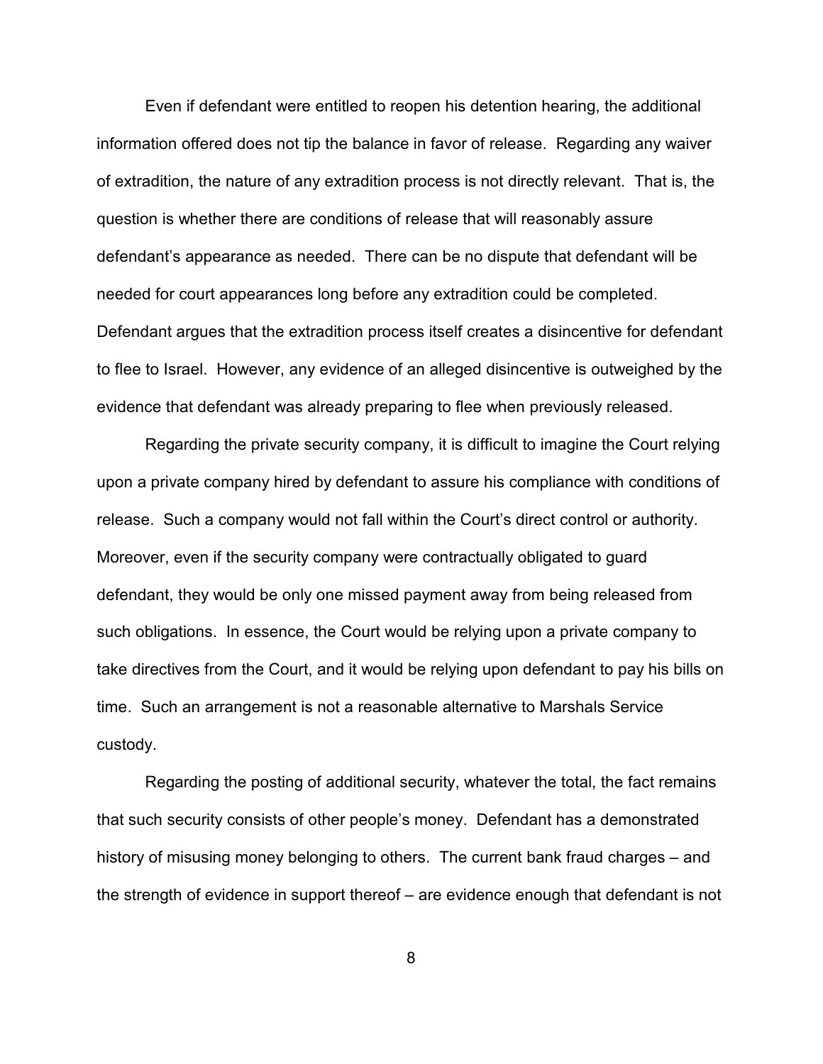Even if defendant were entitled to reopen his detention hearing, the additional information offered does not tip the balance in favor of release. Regarding any waiver of extradition, the nature of any extradition process is not directly relevant. That is, the question is whether there are conditions of release that will reasonably assure defendant's appearance as needed. There can be no dispute that defendant will be needed for court appearances long before any extradition could be completed. Defendant argues that the extradition process itself creates a disincentive for defendant to flee to Israel. However, any evidence of an alleged disincentive is outweighed by the evidence that defendant was already preparing to flee when previously released.

Regarding the private security company, it is difficult to imagine the Court relying upon a private company hired by defendant to assure his compliance with conditions of release. Such a company would not fall within the Court's direct control or authority. Moreover, even if the security company were contractually obligated to guard defendant, they would be only one missed payment away from being released from such obligations. In essence, the Court would be relying upon a private company to take directives from the Court, and it would be relying upon defendant to pay his bills on time. Such an arrangement is not a reasonable alternative to Marshals Service custody.

Regarding the posting of additional security, whatever the total, the fact remains that such security consists of other people's money. Defendant has a demonstrated history of misusing money belonging to others. The current bank fraud charges – and the strength of evidence in support thereof – are evidence enough that defendant is not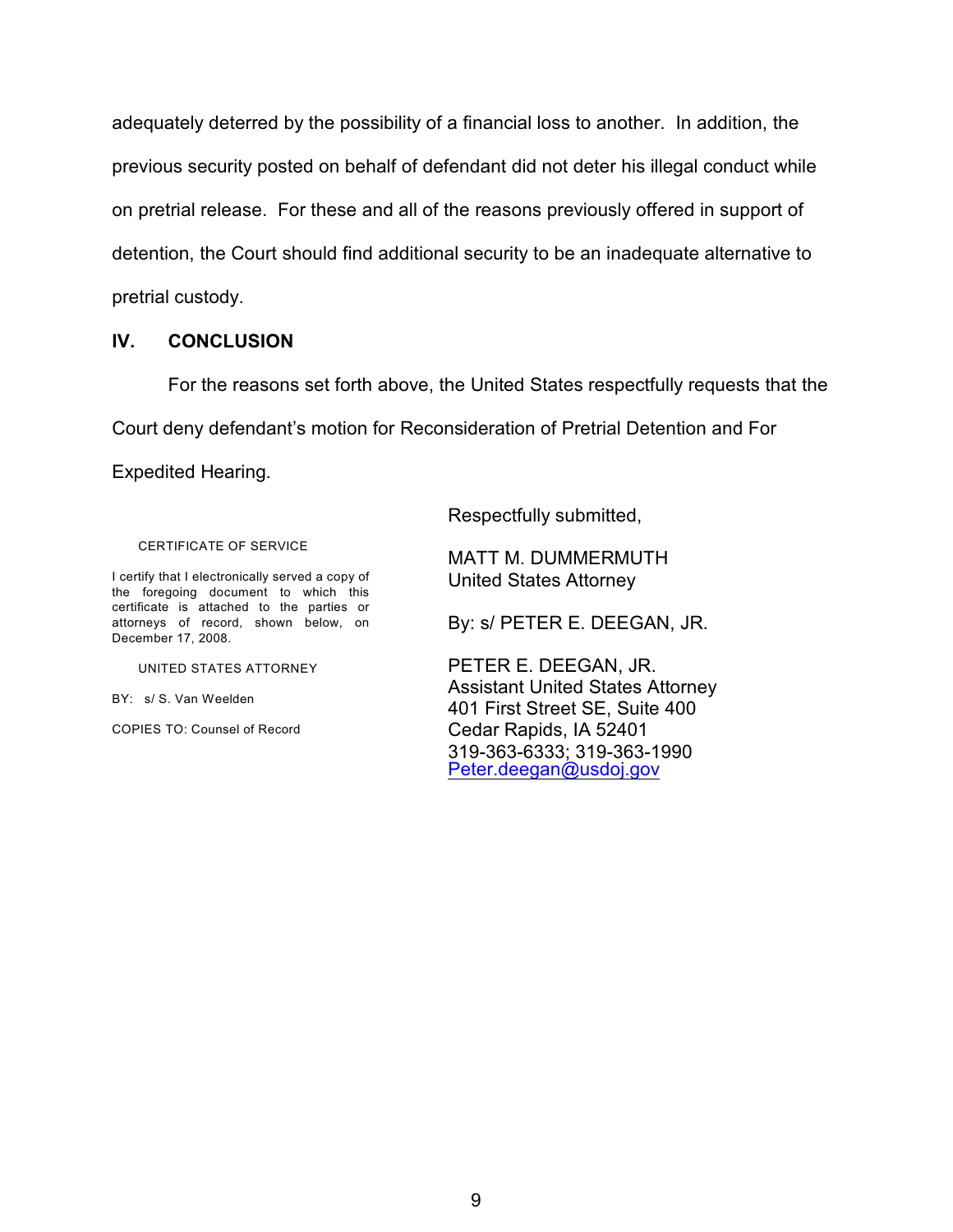adequately deterred by the possibility of a financial loss to another. In addition, the previous security posted on behalf of defendant did not deter his illegal conduct while on pretrial release. For these and all of the reasons previously offered in support of detention, the Court should find additional security to be an inadequate alternative to pretrial custody.

## IV. CONCLUSION

For the reasons set forth above, the United States respectfully requests that the Court deny defendant's motion for Reconsideration of Pretrial Detention and For Expedited Hearing.

Respectfully submitted,

MATT M. DUMMERMUTH
United States Attorney

By: s/ PETER E. DEEGAN, JR.

PETER E. DEEGAN, JR.
Assistant United States Attorney
401 First Street SE, Suite 400
Cedar Rapids, IA 52401
319-363-6333; 319-363-1990
Peter.deegan@usdoj.gov

CERTIFICATE OF SERVICE

I certify that I electronically served a copy of the foregoing document to which this certificate is attached to the parties or attorneys of record, shown below, on December 17, 2008.

UNITED STATES ATTORNEY

BY: s/ S. Van Weelden

COPIES TO: Counsel of Record